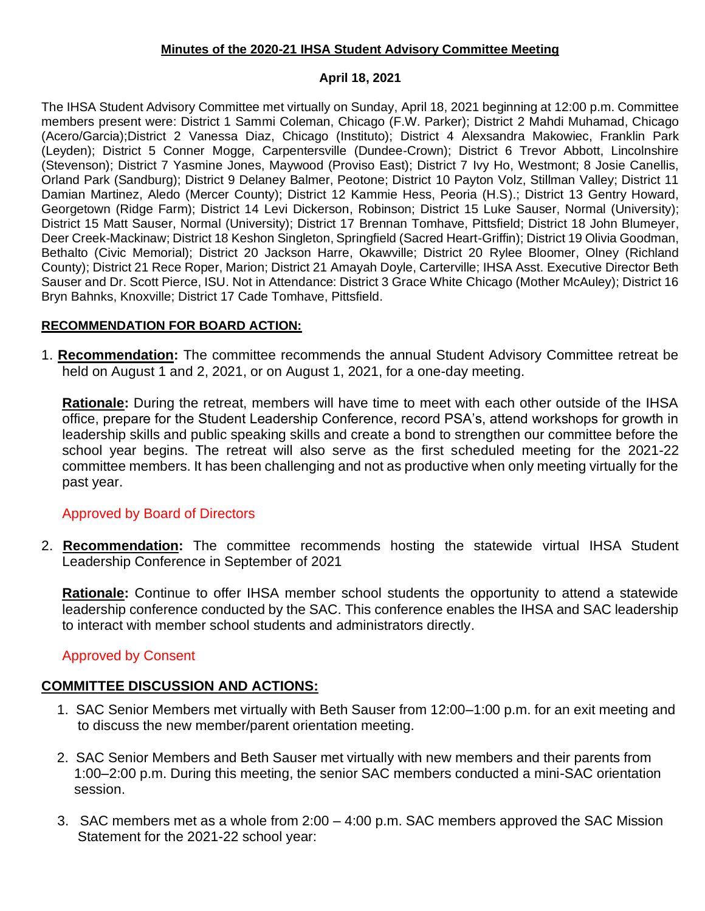**Minutes of the 2020-21 IHSA Student Advisory Committee Meeting**

**April 18, 2021**

The IHSA Student Advisory Committee met virtually on Sunday, April 18, 2021 beginning at 12:00 p.m. Committee members present were: District 1 Sammi Coleman, Chicago (F.W. Parker); District 2 Mahdi Muhamad, Chicago (Acero/Garcia);District 2 Vanessa Diaz, Chicago (Instituto); District 4 Alexsandra Makowiec, Franklin Park (Leyden); District 5 Conner Mogge, Carpentersville (Dundee-Crown); District 6 Trevor Abbott, Lincolnshire (Stevenson); District 7 Yasmine Jones, Maywood (Proviso East); District 7 Ivy Ho, Westmont; 8 Josie Canellis, Orland Park (Sandburg); District 9 Delaney Balmer, Peotone; District 10 Payton Volz, Stillman Valley; District 11 Damian Martinez, Aledo (Mercer County); District 12 Kammie Hess, Peoria (H.S).; District 13 Gentry Howard, Georgetown (Ridge Farm); District 14 Levi Dickerson, Robinson; District 15 Luke Sauser, Normal (University); District 15 Matt Sauser, Normal (University); District 17 Brennan Tomhave, Pittsfield; District 18 John Blumeyer, Deer Creek-Mackinaw; District 18 Keshon Singleton, Springfield (Sacred Heart-Griffin); District 19 Olivia Goodman, Bethalto (Civic Memorial); District 20 Jackson Harre, Okawville; District 20 Rylee Bloomer, Olney (Richland County); District 21 Rece Roper, Marion; District 21 Amayah Doyle, Carterville; IHSA Asst. Executive Director Beth Sauser and Dr. Scott Pierce, ISU. Not in Attendance: District 3 Grace White Chicago (Mother McAuley); District 16 Bryn Bahnks, Knoxville; District 17 Cade Tomhave, Pittsfield.

**RECOMMENDATION FOR BOARD ACTION:**

1. **Recommendation:** The committee recommends the annual Student Advisory Committee retreat be held on August 1 and 2, 2021, or on August 1, 2021, for a one-day meeting.

   **Rationale:** During the retreat, members will have time to meet with each other outside of the IHSA office, prepare for the Student Leadership Conference, record PSA's, attend workshops for growth in leadership skills and public speaking skills and create a bond to strengthen our committee before the school year begins. The retreat will also serve as the first scheduled meeting for the 2021-22 committee members. It has been challenging and not as productive when only meeting virtually for the past year.

   Approved by Board of Directors

2. **Recommendation:** The committee recommends hosting the statewide virtual IHSA Student Leadership Conference in September of 2021

   **Rationale:** Continue to offer IHSA member school students the opportunity to attend a statewide leadership conference conducted by the SAC. This conference enables the IHSA and SAC leadership to interact with member school students and administrators directly.

   Approved by Consent

**COMMITTEE DISCUSSION AND ACTIONS:**

1. SAC Senior Members met virtually with Beth Sauser from 12:00–1:00 p.m. for an exit meeting and to discuss the new member/parent orientation meeting.

2. SAC Senior Members and Beth Sauser met virtually with new members and their parents from 1:00–2:00 p.m. During this meeting, the senior SAC members conducted a mini-SAC orientation session.

3. SAC members met as a whole from 2:00 – 4:00 p.m. SAC members approved the SAC Mission Statement for the 2021-22 school year: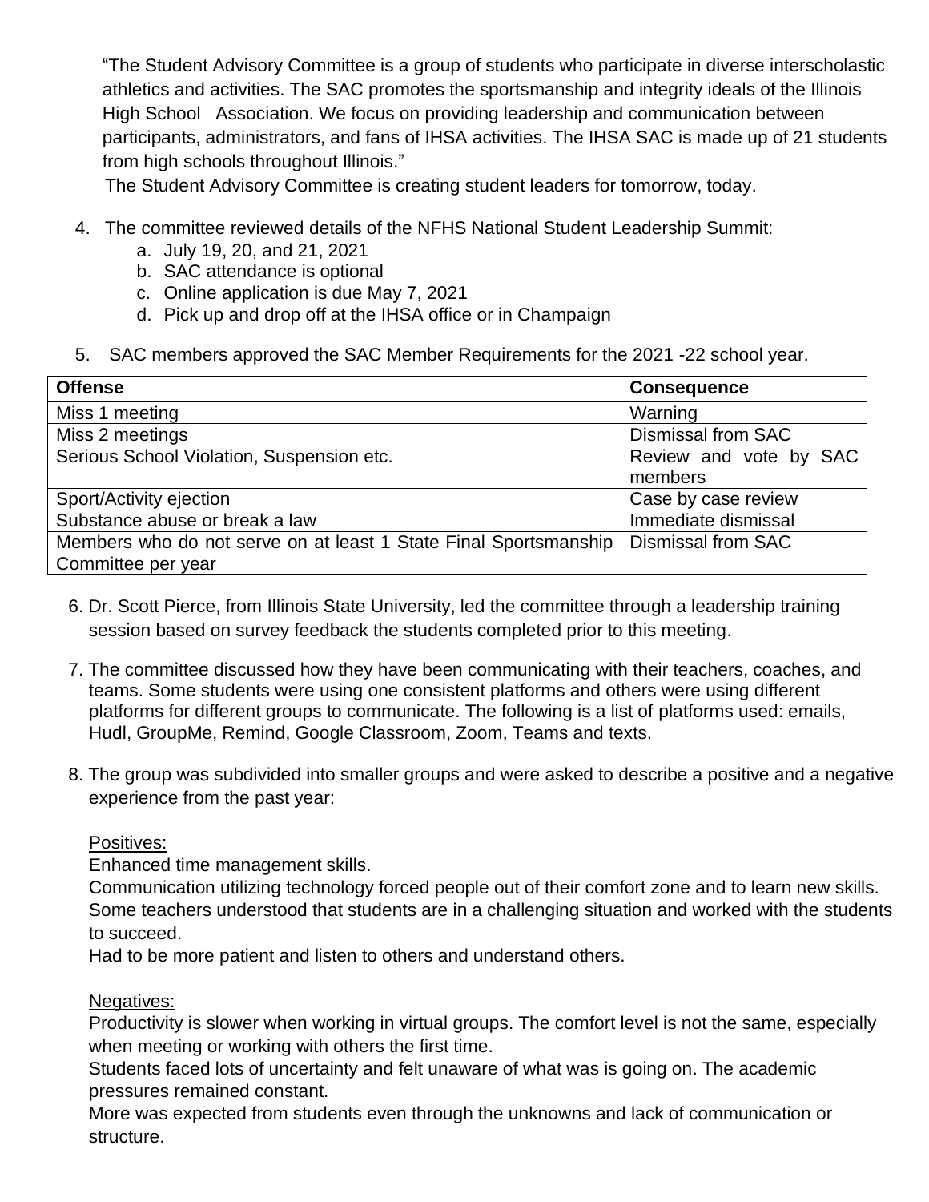"The Student Advisory Committee is a group of students who participate in diverse interscholastic athletics and activities. The SAC promotes the sportsmanship and integrity ideals of the Illinois High School Association. We focus on providing leadership and communication between participants, administrators, and fans of IHSA activities. The IHSA SAC is made up of 21 students from high schools throughout Illinois."

The Student Advisory Committee is creating student leaders for tomorrow, today.

4. The committee reviewed details of the NFHS National Student Leadership Summit:
   a. July 19, 20, and 21, 2021
   b. SAC attendance is optional
   c. Online application is due May 7, 2021
   d. Pick up and drop off at the IHSA office or in Champaign

5. SAC members approved the SAC Member Requirements for the 2021 -22 school year.

| **Offense** | **Consequence** |
|---|---|
| Miss 1 meeting | Warning |
| Miss 2 meetings | Dismissal from SAC |
| Serious School Violation, Suspension etc. | Review and vote by SAC members |
| Sport/Activity ejection | Case by case review |
| Substance abuse or break a law | Immediate dismissal |
| Members who do not serve on at least 1 State Final Sportsmanship Committee per year | Dismissal from SAC |

6. Dr. Scott Pierce, from Illinois State University, led the committee through a leadership training session based on survey feedback the students completed prior to this meeting.

7. The committee discussed how they have been communicating with their teachers, coaches, and teams. Some students were using one consistent platforms and others were using different platforms for different groups to communicate. The following is a list of platforms used: emails, Hudl, GroupMe, Remind, Google Classroom, Zoom, Teams and texts.

8. The group was subdivided into smaller groups and were asked to describe a positive and a negative experience from the past year:

   Positives:
   Enhanced time management skills.
   Communication utilizing technology forced people out of their comfort zone and to learn new skills.
   Some teachers understood that students are in a challenging situation and worked with the students to succeed.
   Had to be more patient and listen to others and understand others.

   Negatives:
   Productivity is slower when working in virtual groups. The comfort level is not the same, especially when meeting or working with others the first time.
   Students faced lots of uncertainty and felt unaware of what was is going on. The academic pressures remained constant.
   More was expected from students even through the unknowns and lack of communication or structure.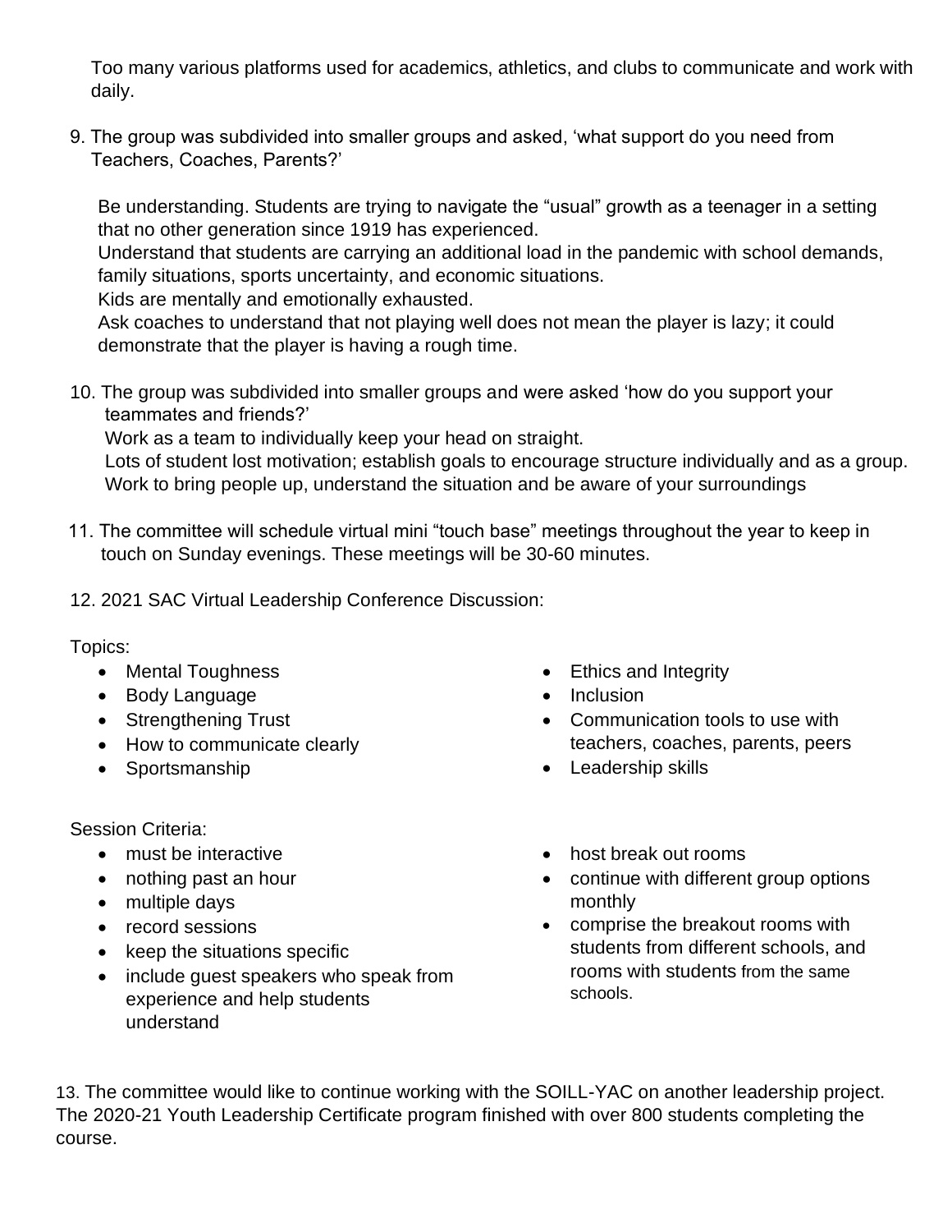Too many various platforms used for academics, athletics, and clubs to communicate and work with daily.

9. The group was subdivided into smaller groups and asked, 'what support do you need from Teachers, Coaches, Parents?'

   Be understanding. Students are trying to navigate the "usual" growth as a teenager in a setting that no other generation since 1919 has experienced.
   Understand that students are carrying an additional load in the pandemic with school demands, family situations, sports uncertainty, and economic situations.
   Kids are mentally and emotionally exhausted.
   Ask coaches to understand that not playing well does not mean the player is lazy; it could demonstrate that the player is having a rough time.

10. The group was subdivided into smaller groups and were asked 'how do you support your teammates and friends?'
    Work as a team to individually keep your head on straight.
    Lots of student lost motivation; establish goals to encourage structure individually and as a group.
    Work to bring people up, understand the situation and be aware of your surroundings

11. The committee will schedule virtual mini "touch base" meetings throughout the year to keep in touch on Sunday evenings. These meetings will be 30-60 minutes.

12. 2021 SAC Virtual Leadership Conference Discussion:

Topics:

- Mental Toughness
- Body Language
- Strengthening Trust
- How to communicate clearly
- Sportsmanship
- Ethics and Integrity
- Inclusion
- Communication tools to use with teachers, coaches, parents, peers
- Leadership skills

Session Criteria:

- must be interactive
- nothing past an hour
- multiple days
- record sessions
- keep the situations specific
- include guest speakers who speak from experience and help students understand
- host break out rooms
- continue with different group options monthly
- comprise the breakout rooms with students from different schools, and rooms with students from the same schools.

13. The committee would like to continue working with the SOILL-YAC on another leadership project. The 2020-21 Youth Leadership Certificate program finished with over 800 students completing the course.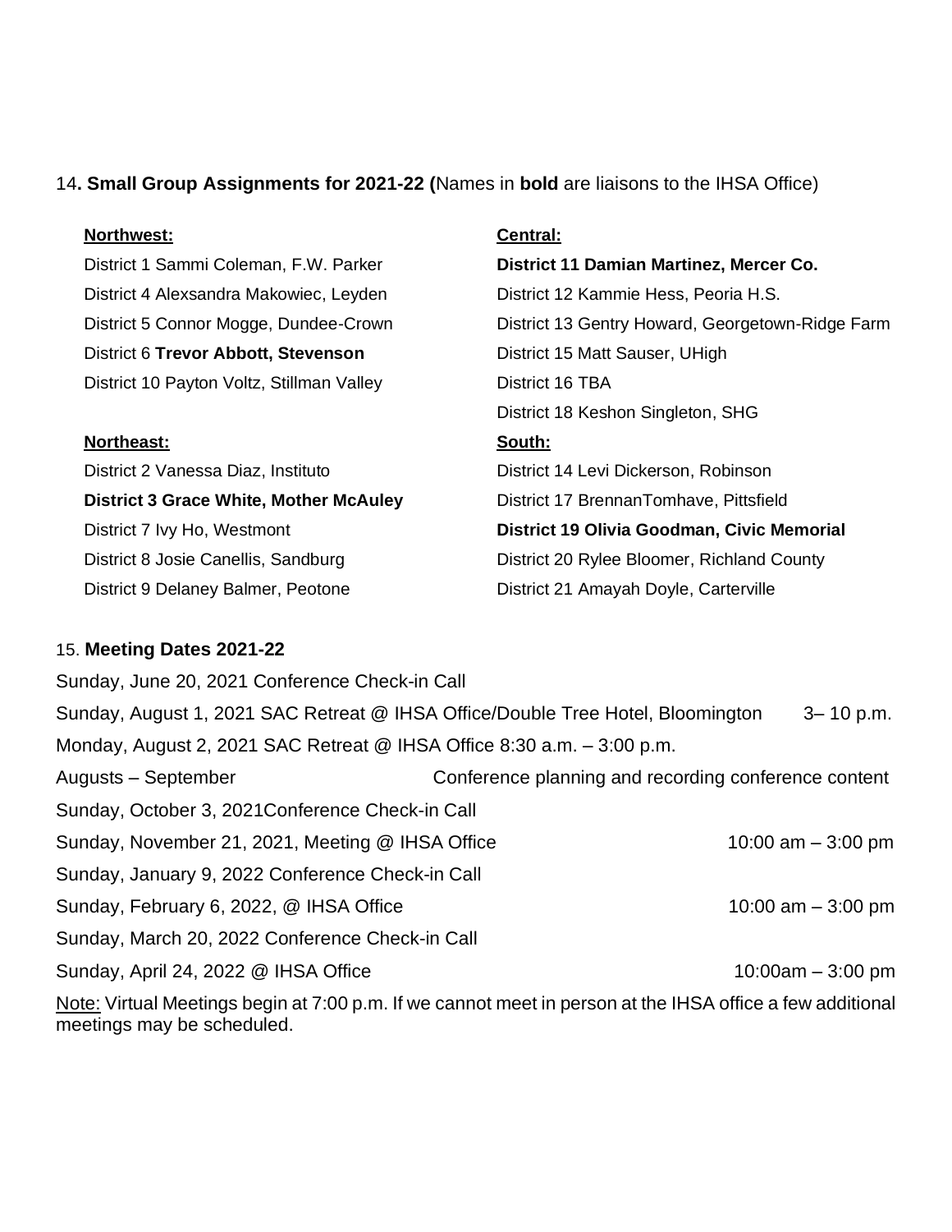14. **Small Group Assignments for 2021-22 (**Names in **bold** are liaisons to the IHSA Office)

**Northwest:**

District 1 Sammi Coleman, F.W. Parker
District 4 Alexsandra Makowiec, Leyden
District 5 Connor Mogge, Dundee-Crown
District 6 **Trevor Abbott, Stevenson**
District 10 Payton Voltz, Stillman Valley

**Northeast:**

District 2 Vanessa Diaz, Instituto
**District 3 Grace White, Mother McAuley**
District 7 Ivy Ho, Westmont
District 8 Josie Canellis, Sandburg
District 9 Delaney Balmer, Peotone

**Central:**

**District 11 Damian Martinez, Mercer Co.**
District 12 Kammie Hess, Peoria H.S.
District 13 Gentry Howard, Georgetown-Ridge Farm
District 15 Matt Sauser, UHigh
District 16 TBA
District 18 Keshon Singleton, SHG

**South:**

District 14 Levi Dickerson, Robinson
District 17 BrennanTomhave, Pittsfield
**District 19 Olivia Goodman, Civic Memorial**
District 20 Rylee Bloomer, Richland County
District 21 Amayah Doyle, Carterville

15. **Meeting Dates 2021-22**

Sunday, June 20, 2021 Conference Check-in Call
Sunday, August 1, 2021 SAC Retreat @ IHSA Office/Double Tree Hotel, Bloomington 3– 10 p.m.
Monday, August 2, 2021 SAC Retreat @ IHSA Office 8:30 a.m. – 3:00 p.m.
Augusts – September Conference planning and recording conference content
Sunday, October 3, 2021Conference Check-in Call
Sunday, November 21, 2021, Meeting @ IHSA Office 10:00 am – 3:00 pm
Sunday, January 9, 2022 Conference Check-in Call
Sunday, February 6, 2022, @ IHSA Office 10:00 am – 3:00 pm
Sunday, March 20, 2022 Conference Check-in Call
Sunday, April 24, 2022 @ IHSA Office 10:00am – 3:00 pm

Note: Virtual Meetings begin at 7:00 p.m. If we cannot meet in person at the IHSA office a few additional meetings may be scheduled.